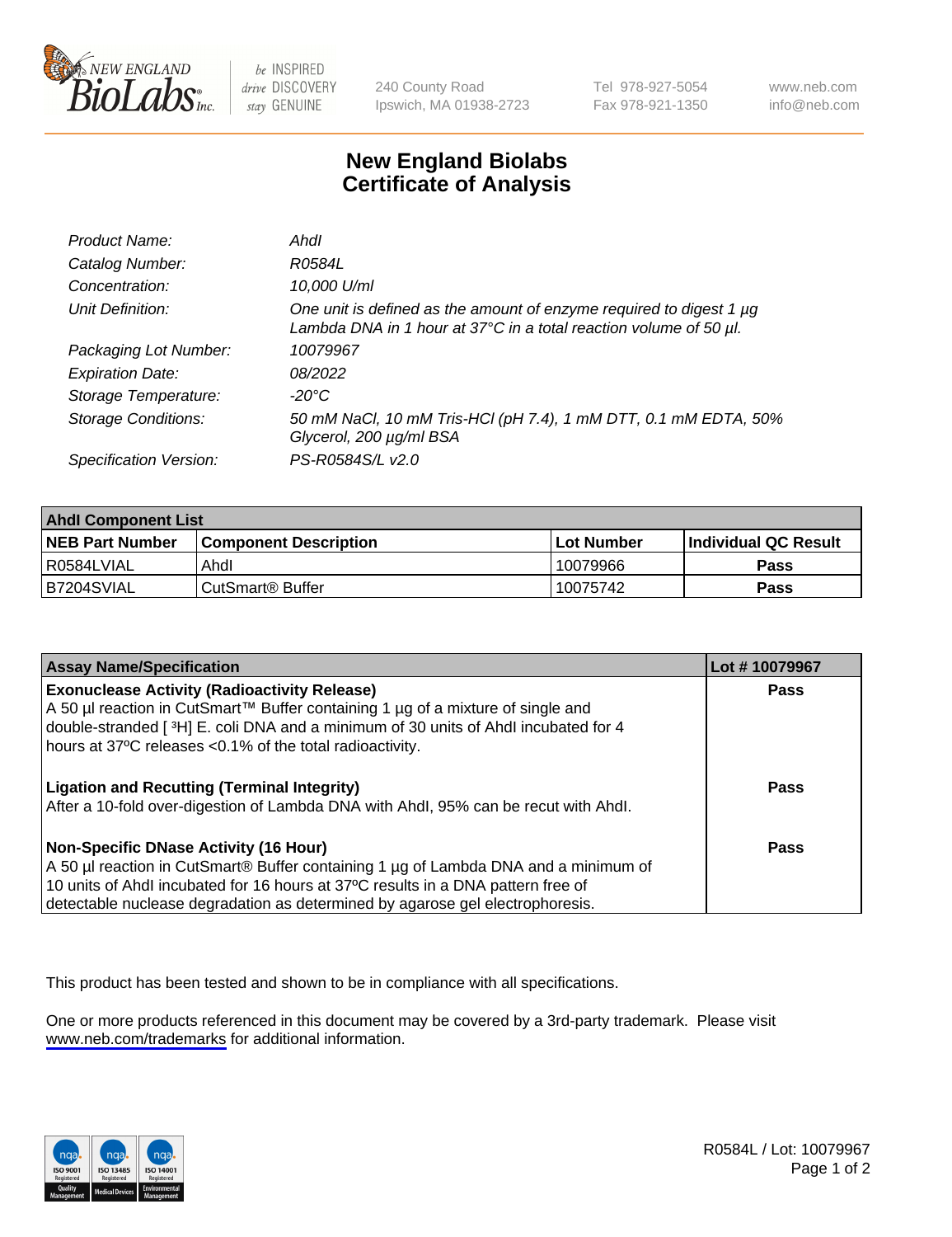# New England Biolabs Certificate of Analysis

| | |
|---|---|
| *Product Name:* | *AhdI* |
| *Catalog Number:* | *R0584L* |
| *Concentration:* | *10,000 U/ml* |
| *Unit Definition:* | *One unit is defined as the amount of enzyme required to digest 1 µg Lambda DNA in 1 hour at 37°C in a total reaction volume of 50 µl.* |
| *Packaging Lot Number:* | *10079967* |
| *Expiration Date:* | *08/2022* |
| *Storage Temperature:* | *-20°C* |
| *Storage Conditions:* | *50 mM NaCl, 10 mM Tris-HCl (pH 7.4), 1 mM DTT, 0.1 mM EDTA, 50% Glycerol, 200 µg/ml BSA* |
| *Specification Version:* | *PS-R0584S/L v2.0* |

| **AhdI Component List** | | | |
|---|---|---|---|
| **NEB Part Number** | **Component Description** | **Lot Number** | **Individual QC Result** |
| R0584LVIAL | AhdI | 10079966 | **Pass** |
| B7204SVIAL | CutSmart® Buffer | 10075742 | **Pass** |

| **Assay Name/Specification** | **Lot # 10079967** |
|---|---|
| **Exonuclease Activity (Radioactivity Release)**<br>A 50 µl reaction in CutSmart™ Buffer containing 1 µg of a mixture of single and double-stranded [ $^{3}$H] E. coli DNA and a minimum of 30 units of AhdI incubated for 4 hours at 37ºC releases <0.1% of the total radioactivity. | **Pass** |
| **Ligation and Recutting (Terminal Integrity)**<br>After a 10-fold over-digestion of Lambda DNA with AhdI, 95% can be recut with AhdI. | **Pass** |
| **Non-Specific DNase Activity (16 Hour)**<br>A 50 µl reaction in CutSmart® Buffer containing 1 µg of Lambda DNA and a minimum of 10 units of AhdI incubated for 16 hours at 37ºC results in a DNA pattern free of detectable nuclease degradation as determined by agarose gel electrophoresis. | **Pass** |

This product has been tested and shown to be in compliance with all specifications.

One or more products referenced in this document may be covered by a 3rd-party trademark. Please visit www.neb.com/trademarks for additional information.

R0584L / Lot: 10079967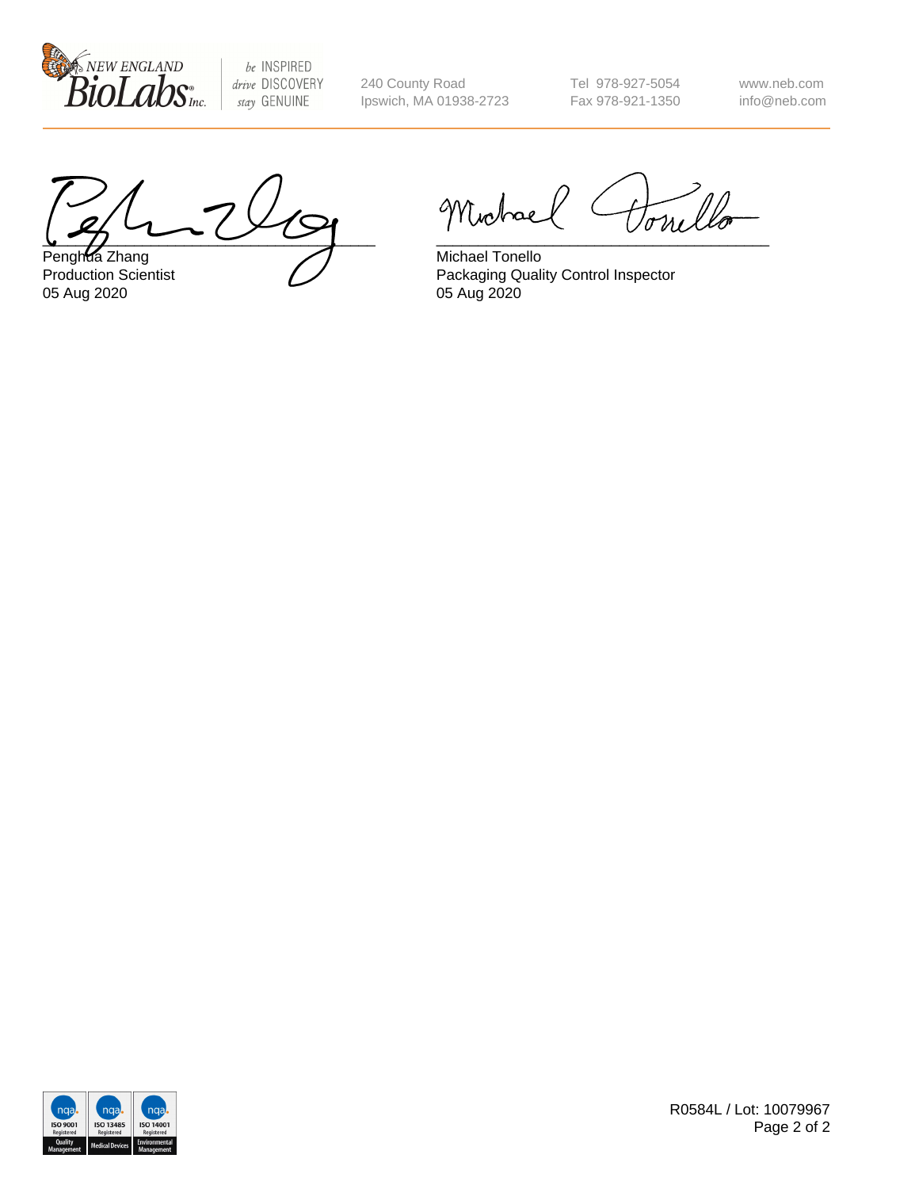Penghua Zhang
Production Scientist
05 Aug 2020

Michael Tonello
Packaging Quality Control Inspector
05 Aug 2020

R0584L / Lot: 10079967